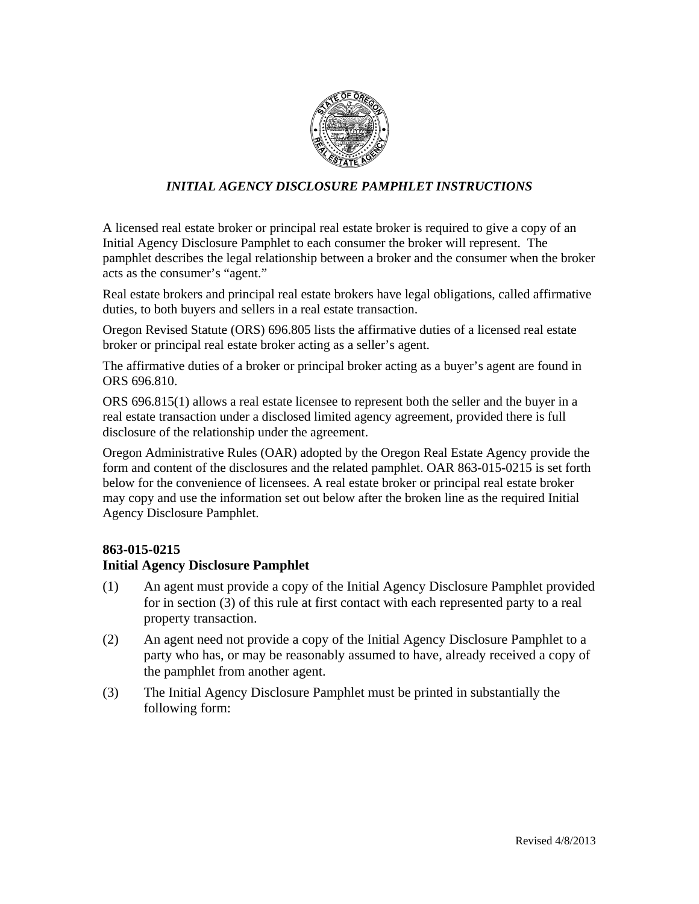## *INITIAL AGENCY DISCLOSURE PAMPHLET INSTRUCTIONS*

A licensed real estate broker or principal real estate broker is required to give a copy of an Initial Agency Disclosure Pamphlet to each consumer the broker will represent. The pamphlet describes the legal relationship between a broker and the consumer when the broker acts as the consumer's "agent."

Real estate brokers and principal real estate brokers have legal obligations, called affirmative duties, to both buyers and sellers in a real estate transaction.

Oregon Revised Statute (ORS) 696.805 lists the affirmative duties of a licensed real estate broker or principal real estate broker acting as a seller's agent.

The affirmative duties of a broker or principal broker acting as a buyer's agent are found in ORS 696.810.

ORS 696.815(1) allows a real estate licensee to represent both the seller and the buyer in a real estate transaction under a disclosed limited agency agreement, provided there is full disclosure of the relationship under the agreement.

Oregon Administrative Rules (OAR) adopted by the Oregon Real Estate Agency provide the form and content of the disclosures and the related pamphlet. OAR 863-015-0215 is set forth below for the convenience of licensees. A real estate broker or principal real estate broker may copy and use the information set out below after the broken line as the required Initial Agency Disclosure Pamphlet.

**863-015-0215**
**Initial Agency Disclosure Pamphlet**

(1) An agent must provide a copy of the Initial Agency Disclosure Pamphlet provided for in section (3) of this rule at first contact with each represented party to a real property transaction.

(2) An agent need not provide a copy of the Initial Agency Disclosure Pamphlet to a party who has, or may be reasonably assumed to have, already received a copy of the pamphlet from another agent.

(3) The Initial Agency Disclosure Pamphlet must be printed in substantially the following form:

Revised 4/8/2013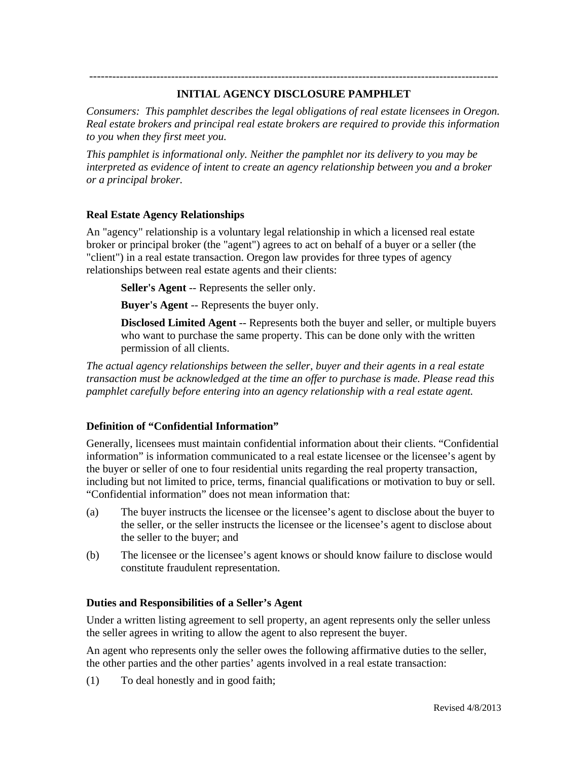---

# INITIAL AGENCY DISCLOSURE PAMPHLET

*Consumers: This pamphlet describes the legal obligations of real estate licensees in Oregon. Real estate brokers and principal real estate brokers are required to provide this information to you when they first meet you.*

*This pamphlet is informational only. Neither the pamphlet nor its delivery to you may be interpreted as evidence of intent to create an agency relationship between you and a broker or a principal broker.*

## Real Estate Agency Relationships

An "agency" relationship is a voluntary legal relationship in which a licensed real estate broker or principal broker (the "agent") agrees to act on behalf of a buyer or a seller (the "client") in a real estate transaction. Oregon law provides for three types of agency relationships between real estate agents and their clients:

> **Seller's Agent** -- Represents the seller only.
>
> **Buyer's Agent** -- Represents the buyer only.
>
> **Disclosed Limited Agent** -- Represents both the buyer and seller, or multiple buyers who want to purchase the same property. This can be done only with the written permission of all clients.

*The actual agency relationships between the seller, buyer and their agents in a real estate transaction must be acknowledged at the time an offer to purchase is made. Please read this pamphlet carefully before entering into an agency relationship with a real estate agent.*

## Definition of "Confidential Information"

Generally, licensees must maintain confidential information about their clients. "Confidential information" is information communicated to a real estate licensee or the licensee's agent by the buyer or seller of one to four residential units regarding the real property transaction, including but not limited to price, terms, financial qualifications or motivation to buy or sell. "Confidential information" does not mean information that:

(a) The buyer instructs the licensee or the licensee's agent to disclose about the buyer to the seller, or the seller instructs the licensee or the licensee's agent to disclose about the seller to the buyer; and

(b) The licensee or the licensee's agent knows or should know failure to disclose would constitute fraudulent representation.

## Duties and Responsibilities of a Seller's Agent

Under a written listing agreement to sell property, an agent represents only the seller unless the seller agrees in writing to allow the agent to also represent the buyer.

An agent who represents only the seller owes the following affirmative duties to the seller, the other parties and the other parties' agents involved in a real estate transaction:

(1) To deal honestly and in good faith;

Revised 4/8/2013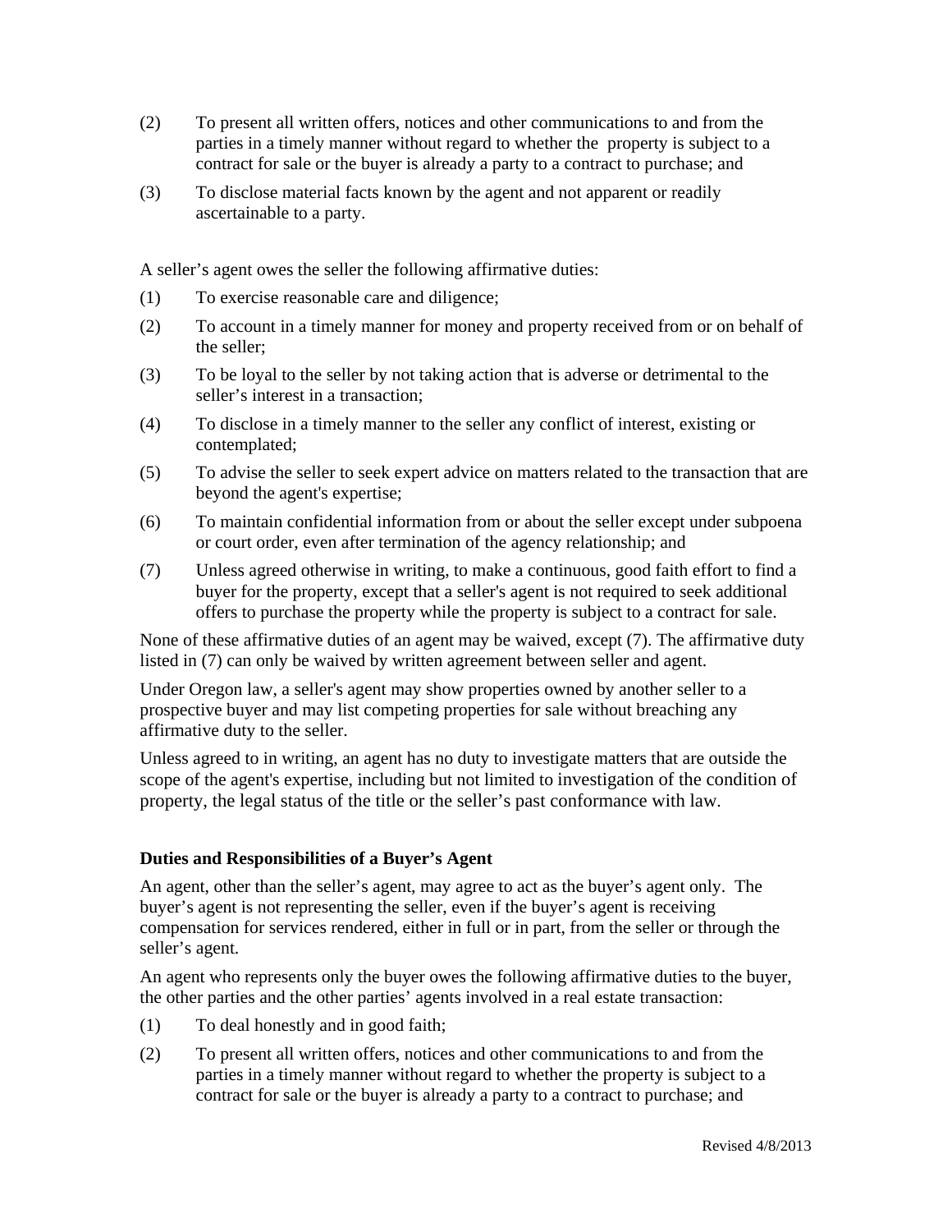(2) To present all written offers, notices and other communications to and from the parties in a timely manner without regard to whether the property is subject to a contract for sale or the buyer is already a party to a contract to purchase; and

(3) To disclose material facts known by the agent and not apparent or readily ascertainable to a party.

A seller's agent owes the seller the following affirmative duties:

(1) To exercise reasonable care and diligence;

(2) To account in a timely manner for money and property received from or on behalf of the seller;

(3) To be loyal to the seller by not taking action that is adverse or detrimental to the seller's interest in a transaction;

(4) To disclose in a timely manner to the seller any conflict of interest, existing or contemplated;

(5) To advise the seller to seek expert advice on matters related to the transaction that are beyond the agent's expertise;

(6) To maintain confidential information from or about the seller except under subpoena or court order, even after termination of the agency relationship; and

(7) Unless agreed otherwise in writing, to make a continuous, good faith effort to find a buyer for the property, except that a seller's agent is not required to seek additional offers to purchase the property while the property is subject to a contract for sale.

None of these affirmative duties of an agent may be waived, except (7). The affirmative duty listed in (7) can only be waived by written agreement between seller and agent.

Under Oregon law, a seller's agent may show properties owned by another seller to a prospective buyer and may list competing properties for sale without breaching any affirmative duty to the seller.

Unless agreed to in writing, an agent has no duty to investigate matters that are outside the scope of the agent's expertise, including but not limited to investigation of the condition of property, the legal status of the title or the seller's past conformance with law.

**Duties and Responsibilities of a Buyer's Agent**

An agent, other than the seller's agent, may agree to act as the buyer's agent only. The buyer's agent is not representing the seller, even if the buyer's agent is receiving compensation for services rendered, either in full or in part, from the seller or through the seller's agent.

An agent who represents only the buyer owes the following affirmative duties to the buyer, the other parties and the other parties' agents involved in a real estate transaction:

(1) To deal honestly and in good faith;

(2) To present all written offers, notices and other communications to and from the parties in a timely manner without regard to whether the property is subject to a contract for sale or the buyer is already a party to a contract to purchase; and

Revised 4/8/2013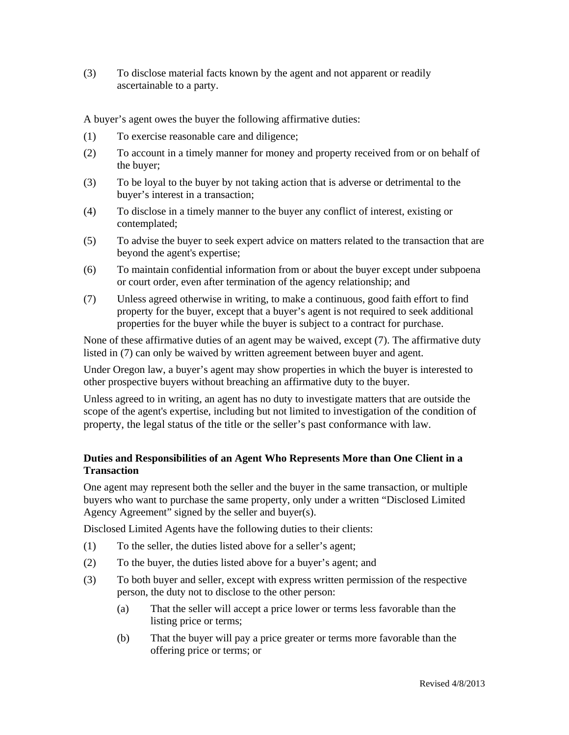(3) To disclose material facts known by the agent and not apparent or readily ascertainable to a party.

A buyer's agent owes the buyer the following affirmative duties:

(1) To exercise reasonable care and diligence;

(2) To account in a timely manner for money and property received from or on behalf of the buyer;

(3) To be loyal to the buyer by not taking action that is adverse or detrimental to the buyer's interest in a transaction;

(4) To disclose in a timely manner to the buyer any conflict of interest, existing or contemplated;

(5) To advise the buyer to seek expert advice on matters related to the transaction that are beyond the agent's expertise;

(6) To maintain confidential information from or about the buyer except under subpoena or court order, even after termination of the agency relationship; and

(7) Unless agreed otherwise in writing, to make a continuous, good faith effort to find property for the buyer, except that a buyer's agent is not required to seek additional properties for the buyer while the buyer is subject to a contract for purchase.

None of these affirmative duties of an agent may be waived, except (7). The affirmative duty listed in (7) can only be waived by written agreement between buyer and agent.

Under Oregon law, a buyer's agent may show properties in which the buyer is interested to other prospective buyers without breaching an affirmative duty to the buyer.

Unless agreed to in writing, an agent has no duty to investigate matters that are outside the scope of the agent's expertise, including but not limited to investigation of the condition of property, the legal status of the title or the seller's past conformance with law.

**Duties and Responsibilities of an Agent Who Represents More than One Client in a Transaction**

One agent may represent both the seller and the buyer in the same transaction, or multiple buyers who want to purchase the same property, only under a written "Disclosed Limited Agency Agreement" signed by the seller and buyer(s).

Disclosed Limited Agents have the following duties to their clients:

(1) To the seller, the duties listed above for a seller's agent;

(2) To the buyer, the duties listed above for a buyer's agent; and

(3) To both buyer and seller, except with express written permission of the respective person, the duty not to disclose to the other person:

   (a) That the seller will accept a price lower or terms less favorable than the listing price or terms;

   (b) That the buyer will pay a price greater or terms more favorable than the offering price or terms; or

Revised 4/8/2013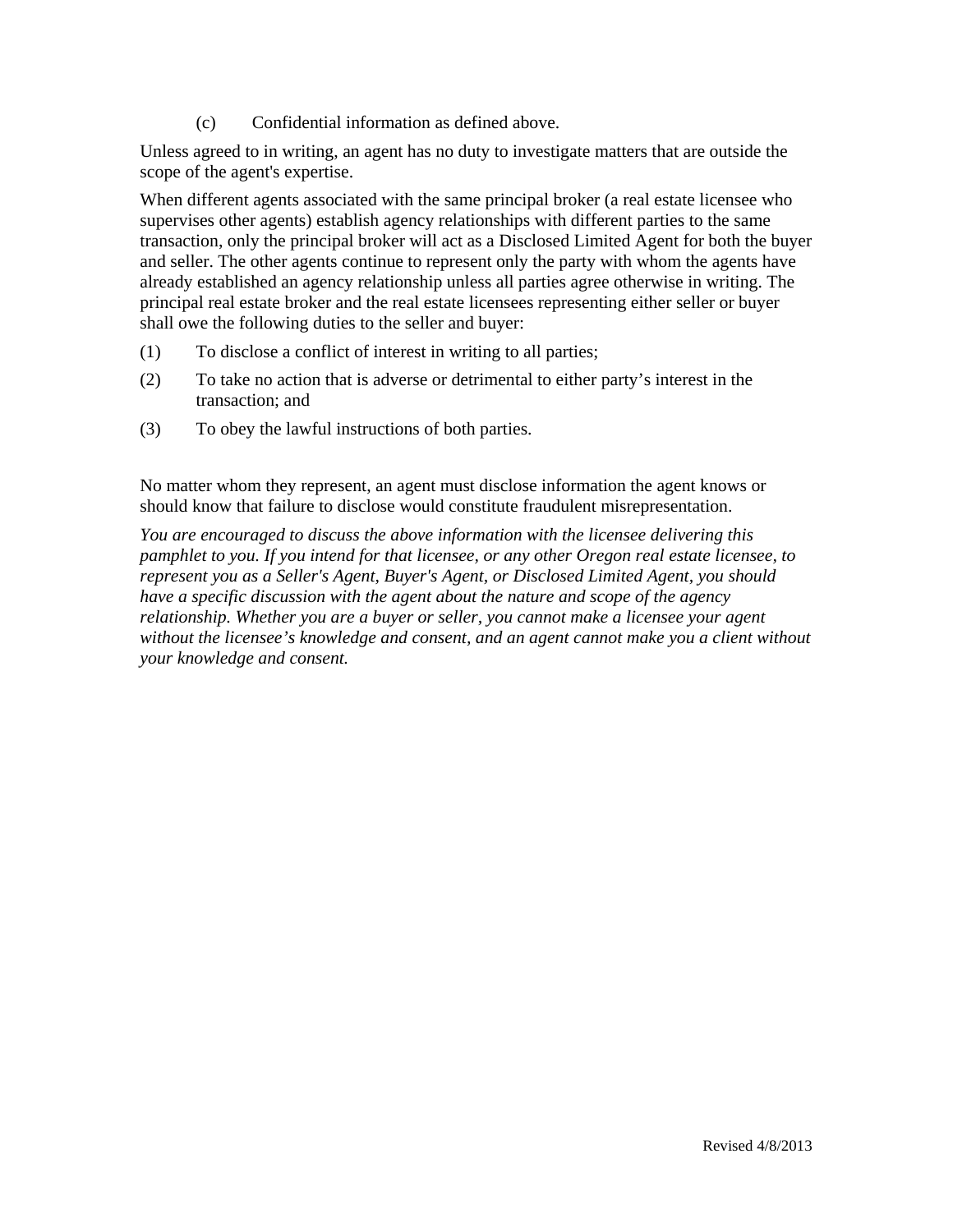(c) Confidential information as defined above.

Unless agreed to in writing, an agent has no duty to investigate matters that are outside the scope of the agent's expertise.

When different agents associated with the same principal broker (a real estate licensee who supervises other agents) establish agency relationships with different parties to the same transaction, only the principal broker will act as a Disclosed Limited Agent for both the buyer and seller. The other agents continue to represent only the party with whom the agents have already established an agency relationship unless all parties agree otherwise in writing. The principal real estate broker and the real estate licensees representing either seller or buyer shall owe the following duties to the seller and buyer:

(1) To disclose a conflict of interest in writing to all parties;

(2) To take no action that is adverse or detrimental to either party's interest in the transaction; and

(3) To obey the lawful instructions of both parties.

No matter whom they represent, an agent must disclose information the agent knows or should know that failure to disclose would constitute fraudulent misrepresentation.

*You are encouraged to discuss the above information with the licensee delivering this pamphlet to you. If you intend for that licensee, or any other Oregon real estate licensee, to represent you as a Seller's Agent, Buyer's Agent, or Disclosed Limited Agent, you should have a specific discussion with the agent about the nature and scope of the agency relationship. Whether you are a buyer or seller, you cannot make a licensee your agent without the licensee's knowledge and consent, and an agent cannot make you a client without your knowledge and consent.*

Revised 4/8/2013